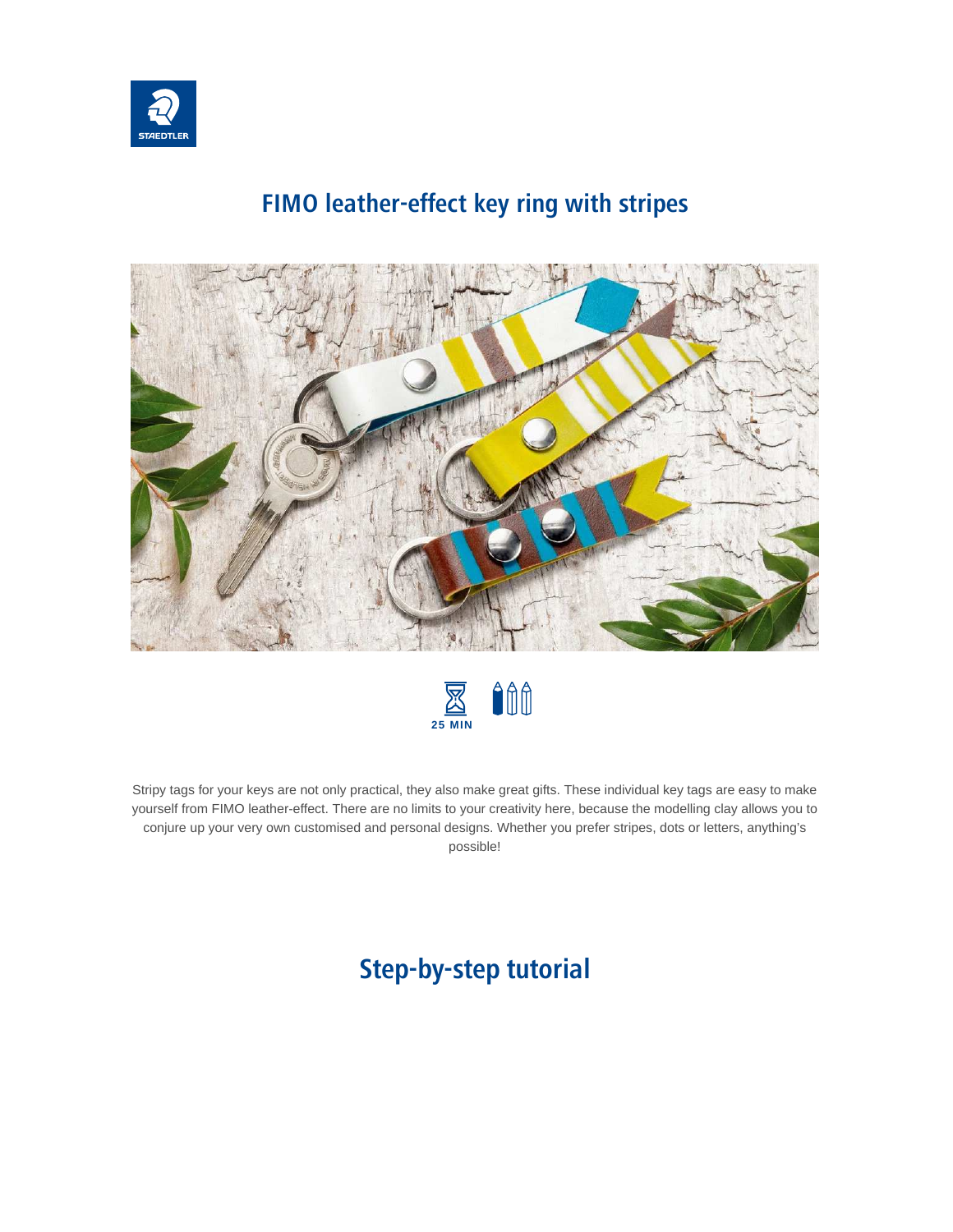# FIMO leather-effect key ring with stripes

25 MIN

Stripy tags for your keys are not only practical, they also make great gifts. These individual key tags are easy to make yourself from FIMO leather-effect. There are no limits to your creativity here, because the modelling clay allows you to conjure up your very own customised and personal designs. Whether you prefer stripes, dots or letters, anything's possible!

## Step-by-step tutorial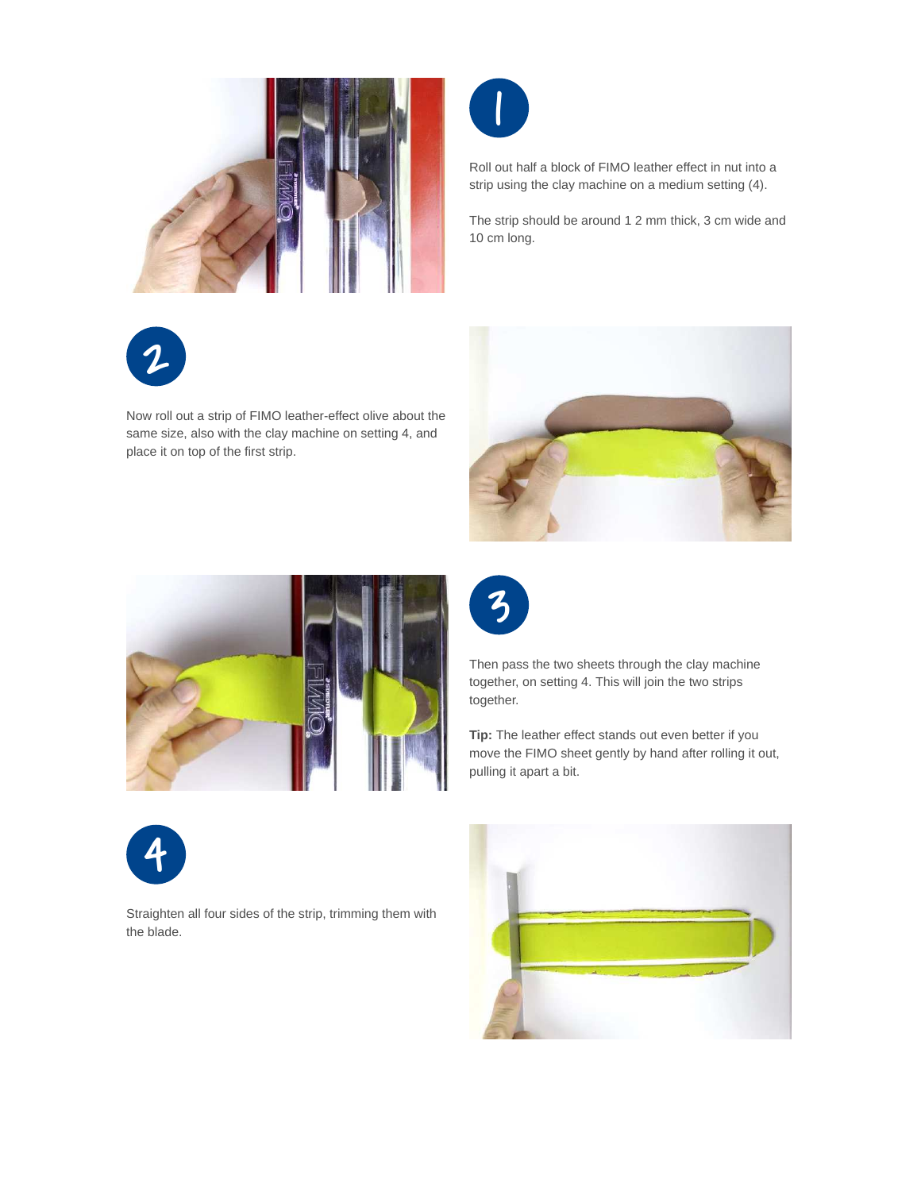1

Roll out half a block of FIMO leather effect in nut into a strip using the clay machine on a medium setting (4).

The strip should be around 1 2 mm thick, 3 cm wide and 10 cm long.

2

Now roll out a strip of FIMO leather-effect olive about the same size, also with the clay machine on setting 4, and place it on top of the first strip.

3

Then pass the two sheets through the clay machine together, on setting 4. This will join the two strips together.

**Tip:** The leather effect stands out even better if you move the FIMO sheet gently by hand after rolling it out, pulling it apart a bit.

4

Straighten all four sides of the strip, trimming them with the blade.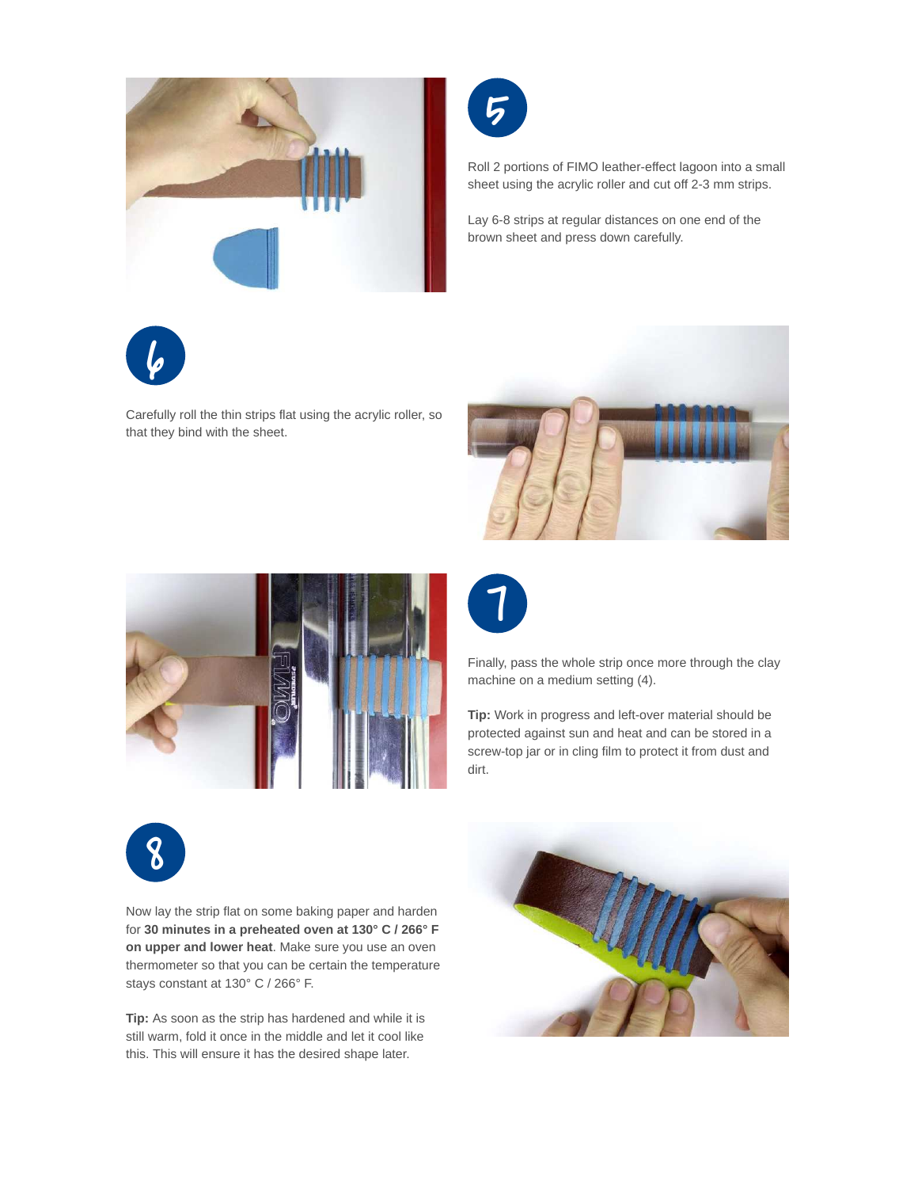## 5

Roll 2 portions of FIMO leather-effect lagoon into a small sheet using the acrylic roller and cut off 2-3 mm strips.

Lay 6-8 strips at regular distances on one end of the brown sheet and press down carefully.

## 6

Carefully roll the thin strips flat using the acrylic roller, so that they bind with the sheet.

## 7

Finally, pass the whole strip once more through the clay machine on a medium setting (4).

**Tip:** Work in progress and left-over material should be protected against sun and heat and can be stored in a screw-top jar or in cling film to protect it from dust and dirt.

## 8

Now lay the strip flat on some baking paper and harden for **30 minutes in a preheated oven at 130° C / 266° F on upper and lower heat**. Make sure you use an oven thermometer so that you can be certain the temperature stays constant at 130° C / 266° F.

**Tip:** As soon as the strip has hardened and while it is still warm, fold it once in the middle and let it cool like this. This will ensure it has the desired shape later.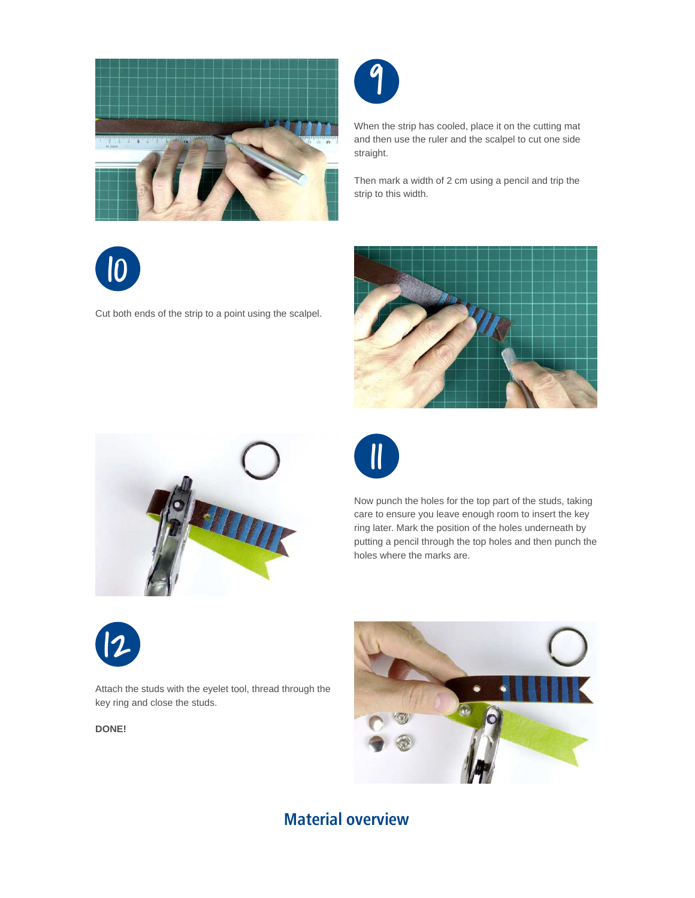**9**

When the strip has cooled, place it on the cutting mat and then use the ruler and the scalpel to cut one side straight.

Then mark a width of 2 cm using a pencil and trip the strip to this width.

**10**

Cut both ends of the strip to a point using the scalpel.

**11**

Now punch the holes for the top part of the studs, taking care to ensure you leave enough room to insert the key ring later. Mark the position of the holes underneath by putting a pencil through the top holes and then punch the holes where the marks are.

**12**

Attach the studs with the eyelet tool, thread through the key ring and close the studs.

**DONE!**

## Material overview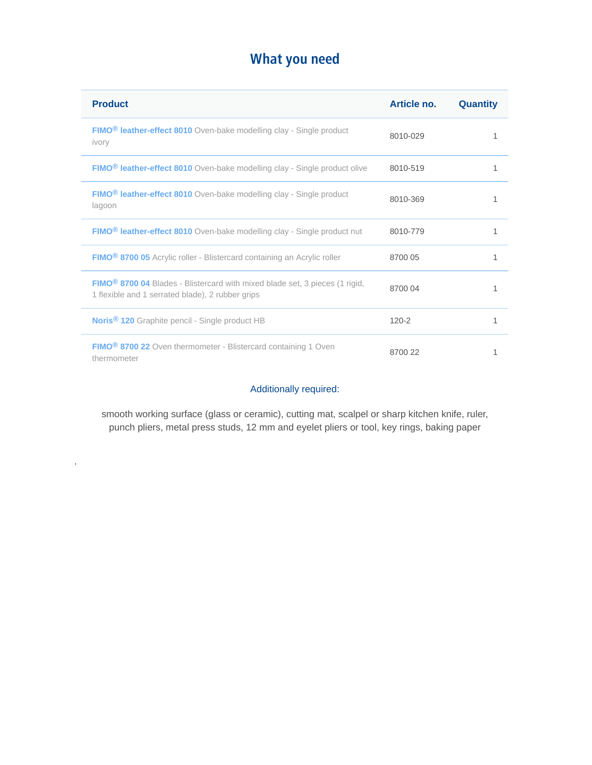## What you need

| Product | Article no. | Quantity |
|---|---|---|
| **FIMO® leather-effect 8010** Oven-bake modelling clay - Single product ivory | 8010-029 | 1 |
| **FIMO® leather-effect 8010** Oven-bake modelling clay - Single product olive | 8010-519 | 1 |
| **FIMO® leather-effect 8010** Oven-bake modelling clay - Single product lagoon | 8010-369 | 1 |
| **FIMO® leather-effect 8010** Oven-bake modelling clay - Single product nut | 8010-779 | 1 |
| **FIMO® 8700 05** Acrylic roller - Blistercard containing an Acrylic roller | 8700 05 | 1 |
| **FIMO® 8700 04** Blades - Blistercard with mixed blade set, 3 pieces (1 rigid, 1 flexible and 1 serrated blade), 2 rubber grips | 8700 04 | 1 |
| **Noris® 120** Graphite pencil - Single product HB | 120-2 | 1 |
| **FIMO® 8700 22** Oven thermometer - Blistercard containing 1 Oven thermometer | 8700 22 | 1 |

Additionally required:

smooth working surface (glass or ceramic), cutting mat, scalpel or sharp kitchen knife, ruler, punch pliers, metal press studs, 12 mm and eyelet pliers or tool, key rings, baking paper